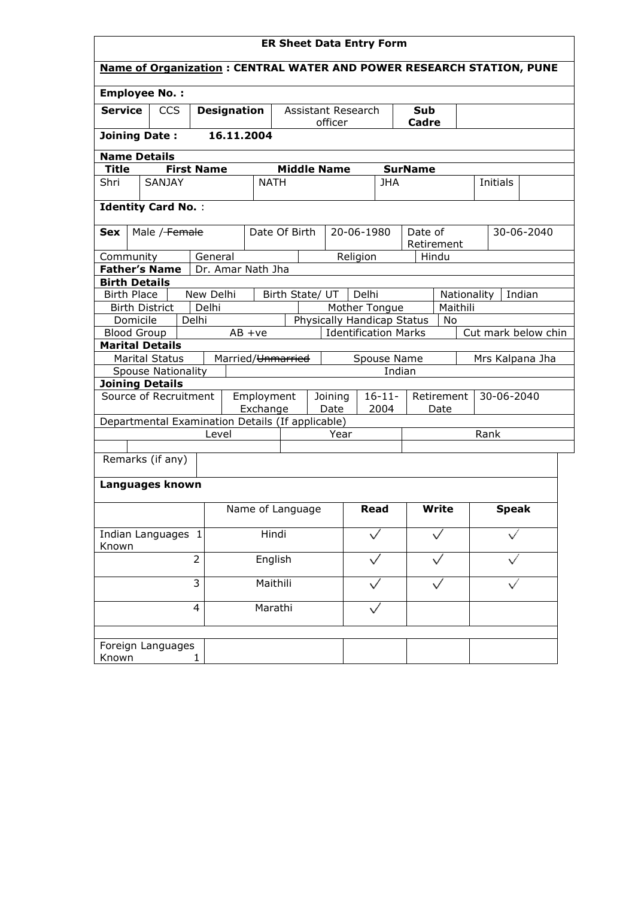# ER Sheet Data Entry Form

**Name of Organization : CENTRAL WATER AND POWER RESEARCH STATION, PUNE**

**Employee No. :**

| **Service** | CCS | **Designation** | Assistant Research officer | **Sub Cadre** | |
|---|---|---|---|---|---|

**Joining Date :** **16.11.2004**

**Name Details**

| **Title** | **First Name** | **Middle Name** | **SurName** | | |
|---|---|---|---|---|---|
| Shri | SANJAY | NATH | JHA | Initials | |

**Identity Card No.** :

| **Sex** | Male / ~~Female~~ | Date Of Birth | 20-06-1980 | Date of Retirement | 30-06-2040 |
|---|---|---|---|---|---|

| Community | General | Religion | Hindu |
|---|---|---|---|
| **Father's Name** | Dr. Amar Nath Jha | | |

**Birth Details**

| Birth Place | New Delhi | Birth State/ UT | Delhi | Nationality | Indian |
|---|---|---|---|---|---|
| Birth District | Delhi | Mother Tongue | Maithili | | |
| Domicile | Delhi | Physically Handicap Status | No | | |
| Blood Group | AB +ve | Identification Marks | Cut mark below chin | | |

**Marital Details**

| Marital Status | Married/~~Unmarried~~ | Spouse Name | Mrs Kalpana Jha |
|---|---|---|---|
| Spouse Nationality | Indian | | |

**Joining Details**

| Source of Recruitment | Employment Exchange | Joining Date | 16-11-2004 | Retirement Date | 30-06-2040 |
|---|---|---|---|---|---|

Departmental Examination Details (If applicable)

| Level | Year | Rank |
|---|---|---|
| | | |

| Remarks (if any) | |
|---|---|

**Languages known**

| | | Name of Language | **Read** | **Write** | **Speak** |
|---|---|---|---|---|---|
| Indian Languages Known | 1 | Hindi | ✓ | ✓ | ✓ |
| | 2 | English | ✓ | ✓ | ✓ |
| | 3 | Maithili | ✓ | ✓ | ✓ |
| | 4 | Marathi | ✓ | | |
| | | | | | |
| Foreign Languages Known | 1 | | | | |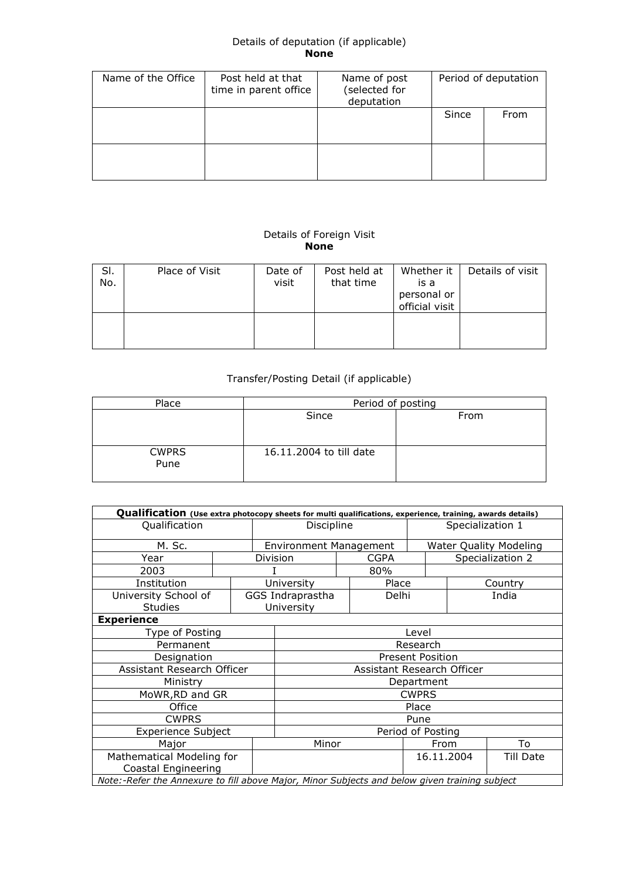Details of deputation (if applicable)
**None**

| Name of the Office | Post held at that time in parent office | Name of post (selected for deputation | Period of deputation | |
|---|---|---|---|---|
| | | | Since | From |
| | | | | |
| | | | | |

Details of Foreign Visit
**None**

| Sl. No. | Place of Visit | Date of visit | Post held at that time | Whether it is a personal or official visit | Details of visit |
|---|---|---|---|---|---|
| | | | | | |

Transfer/Posting Detail (if applicable)

| Place | Period of posting | |
|---|---|---|
| | Since | From |
| CWPRS Pune | 16.11.2004 to till date | |

| **Qualification** (Use extra photocopy sheets for multi qualifications, experience, training, awards details) | | | |
|---|---|---|---|
| Qualification | Discipline | Specialization 1 | |
| M. Sc. | Environment Management | Water Quality Modeling | |
| Year | Division | CGPA | Specialization 2 |
| 2003 | I | 80% | |
| Institution | University | Place | Country |
| University School of Studies | GGS Indraprastha University | Delhi | India |

| **Experience** | | | |
|---|---|---|---|
| Type of Posting | Level | | |
| Permanent | Research | | |
| Designation | Present Position | | |
| Assistant Research Officer | Assistant Research Officer | | |
| Ministry | Department | | |
| MoWR,RD and GR | CWPRS | | |
| Office | Place | | |
| CWPRS | Pune | | |
| Experience Subject | Period of Posting | | |
| Major | Minor | From | To |
| Mathematical Modeling for Coastal Engineering | | 16.11.2004 | Till Date |

*Note:-Refer the Annexure to fill above Major, Minor Subjects and below given training subject*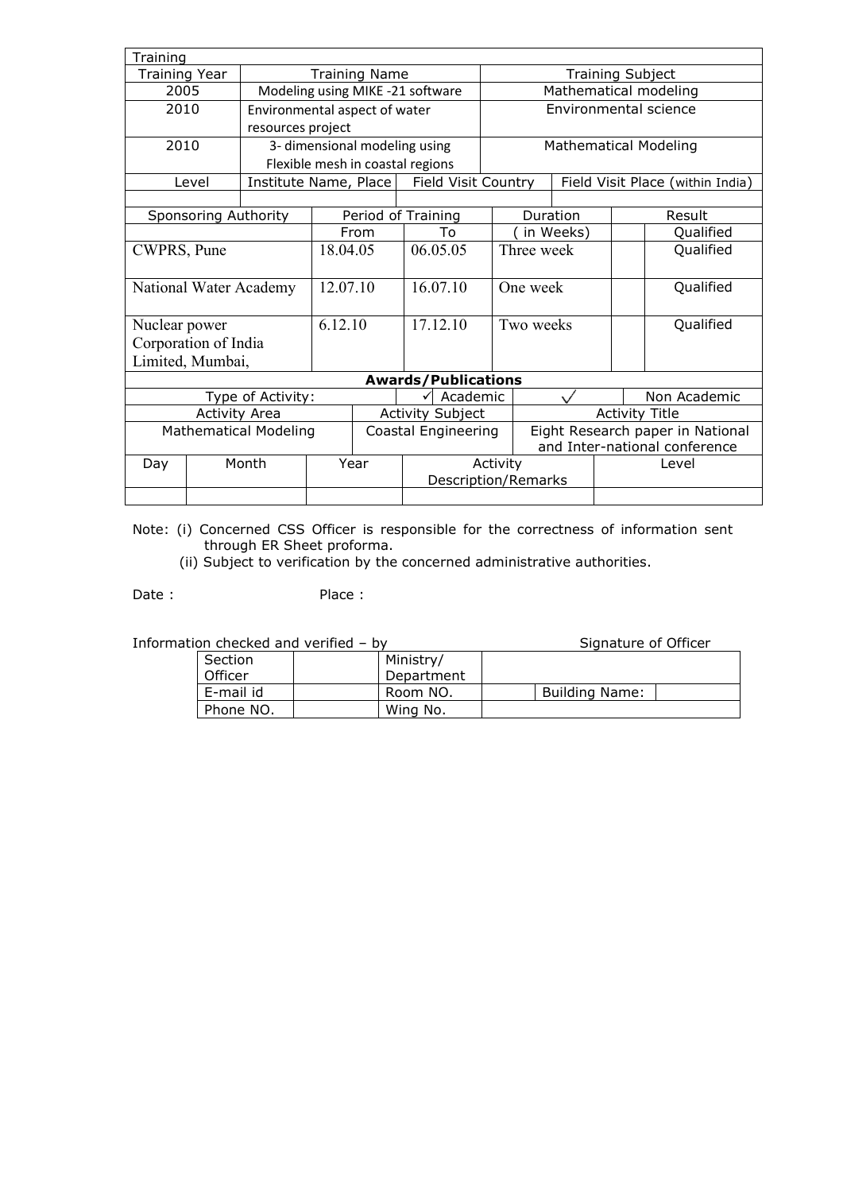Training

| Training Year | Training Name | Training Subject |
|---|---|---|
| 2005 | Modeling using MIKE -21 software | Mathematical modeling |
| 2010 | Environmental aspect of water resources project | Environmental science |
| 2010 | 3- dimensional modeling using Flexible mesh in coastal regions | Mathematical Modeling |

| Level | Institute Name, Place | Field Visit Country | Field Visit Place (within India) |
|---|---|---|---|
| | | | |

| Sponsoring Authority | Period of Training | | Duration | | Result |
|---|---|---|---|---|---|
| | From | To | ( in Weeks) | | Qualified |
| CWPRS, Pune | 18.04.05 | 06.05.05 | Three week | | Qualified |
| National Water Academy | 12.07.10 | 16.07.10 | One week | | Qualified |
| Nuclear power Corporation of India Limited, Mumbai, | 6.12.10 | 17.12.10 | Two weeks | | Qualified |

**Awards/Publications**

| Type of Activity: | ✓ Academic | ✓ | Non Academic |
|---|---|---|---|

| Activity Area | Activity Subject | Activity Title |
|---|---|---|
| Mathematical Modeling | Coastal Engineering | Eight Research paper in National and Inter-national conference |

| Day | Month | Year | Activity Description/Remarks | Level |
|---|---|---|---|---|
| | | | | |

Note: (i) Concerned CSS Officer is responsible for the correctness of information sent through ER Sheet proforma.

(ii) Subject to verification by the concerned administrative authorities.

Date : Place :

Information checked and verified – by Signature of Officer

| Section Officer | | Ministry/ Department | | | |
|---|---|---|---|---|---|
| E-mail id | | Room NO. | | Building Name: | |
| Phone NO. | | Wing No. | | | |